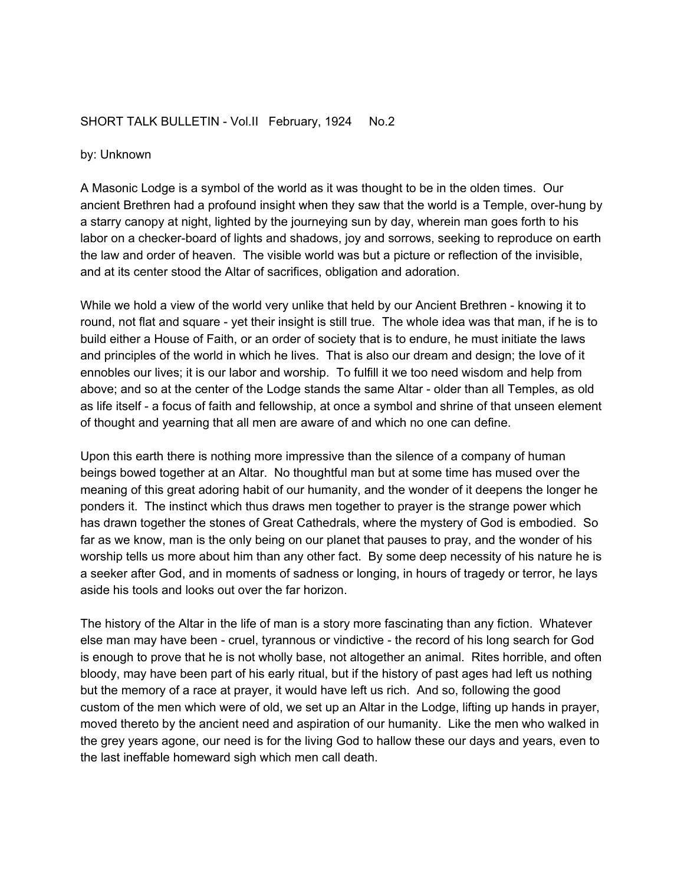SHORT TALK BULLETIN - Vol.II February, 1924 No.2

by: Unknown

A Masonic Lodge is a symbol of the world as it was thought to be in the olden times. Our ancient Brethren had a profound insight when they saw that the world is a Temple, over-hung by a starry canopy at night, lighted by the journeying sun by day, wherein man goes forth to his labor on a checker-board of lights and shadows, joy and sorrows, seeking to reproduce on earth the law and order of heaven. The visible world was but a picture or reflection of the invisible, and at its center stood the Altar of sacrifices, obligation and adoration.

While we hold a view of the world very unlike that held by our Ancient Brethren - knowing it to round, not flat and square - yet their insight is still true. The whole idea was that man, if he is to build either a House of Faith, or an order of society that is to endure, he must initiate the laws and principles of the world in which he lives. That is also our dream and design; the love of it ennobles our lives; it is our labor and worship. To fulfill it we too need wisdom and help from above; and so at the center of the Lodge stands the same Altar - older than all Temples, as old as life itself - a focus of faith and fellowship, at once a symbol and shrine of that unseen element of thought and yearning that all men are aware of and which no one can define.

Upon this earth there is nothing more impressive than the silence of a company of human beings bowed together at an Altar. No thoughtful man but at some time has mused over the meaning of this great adoring habit of our humanity, and the wonder of it deepens the longer he ponders it. The instinct which thus draws men together to prayer is the strange power which has drawn together the stones of Great Cathedrals, where the mystery of God is embodied. So far as we know, man is the only being on our planet that pauses to pray, and the wonder of his worship tells us more about him than any other fact. By some deep necessity of his nature he is a seeker after God, and in moments of sadness or longing, in hours of tragedy or terror, he lays aside his tools and looks out over the far horizon.

The history of the Altar in the life of man is a story more fascinating than any fiction. Whatever else man may have been - cruel, tyrannous or vindictive - the record of his long search for God is enough to prove that he is not wholly base, not altogether an animal. Rites horrible, and often bloody, may have been part of his early ritual, but if the history of past ages had left us nothing but the memory of a race at prayer, it would have left us rich. And so, following the good custom of the men which were of old, we set up an Altar in the Lodge, lifting up hands in prayer, moved thereto by the ancient need and aspiration of our humanity. Like the men who walked in the grey years agone, our need is for the living God to hallow these our days and years, even to the last ineffable homeward sigh which men call death.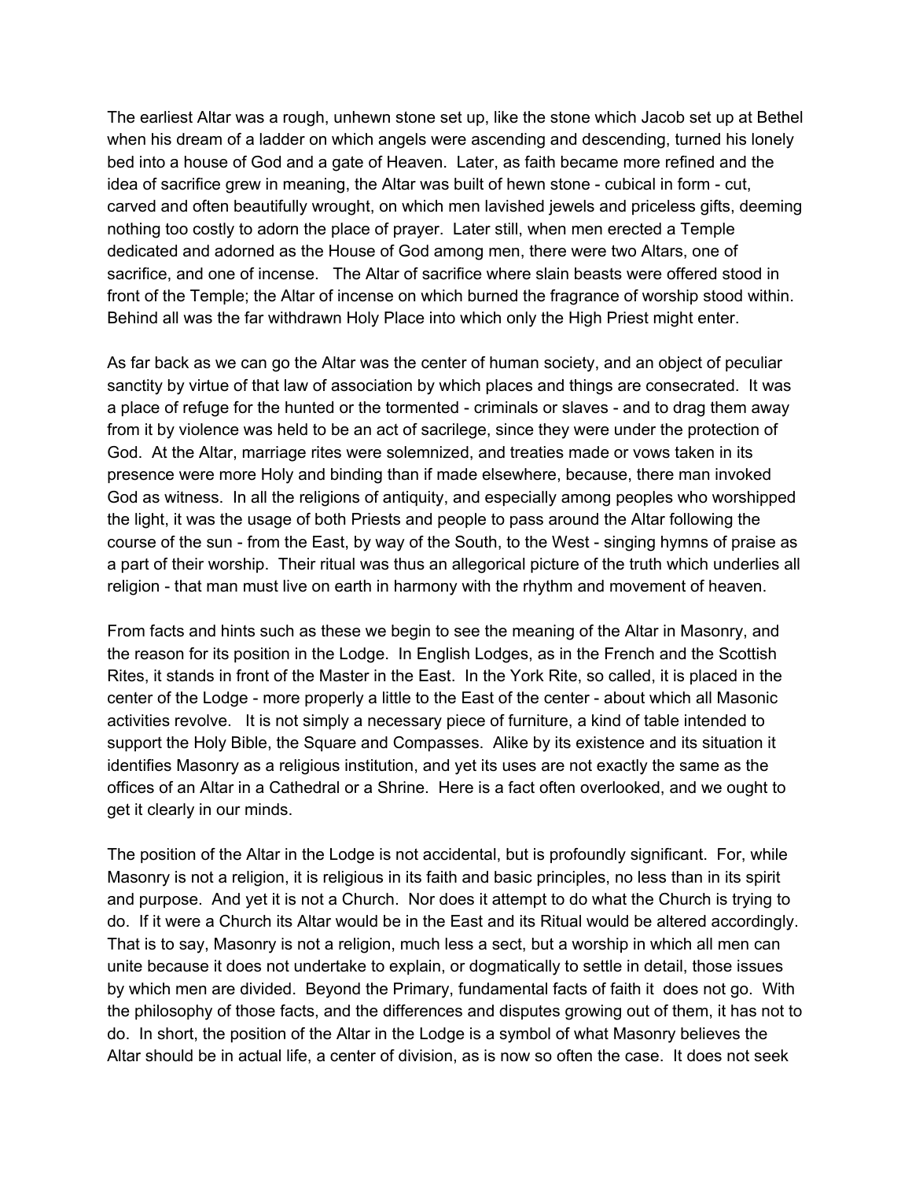The earliest Altar was a rough, unhewn stone set up, like the stone which Jacob set up at Bethel when his dream of a ladder on which angels were ascending and descending, turned his lonely bed into a house of God and a gate of Heaven. Later, as faith became more refined and the idea of sacrifice grew in meaning, the Altar was built of hewn stone - cubical in form - cut, carved and often beautifully wrought, on which men lavished jewels and priceless gifts, deeming nothing too costly to adorn the place of prayer. Later still, when men erected a Temple dedicated and adorned as the House of God among men, there were two Altars, one of sacrifice, and one of incense. The Altar of sacrifice where slain beasts were offered stood in front of the Temple; the Altar of incense on which burned the fragrance of worship stood within. Behind all was the far withdrawn Holy Place into which only the High Priest might enter.

As far back as we can go the Altar was the center of human society, and an object of peculiar sanctity by virtue of that law of association by which places and things are consecrated. It was a place of refuge for the hunted or the tormented - criminals or slaves - and to drag them away from it by violence was held to be an act of sacrilege, since they were under the protection of God. At the Altar, marriage rites were solemnized, and treaties made or vows taken in its presence were more Holy and binding than if made elsewhere, because, there man invoked God as witness. In all the religions of antiquity, and especially among peoples who worshipped the light, it was the usage of both Priests and people to pass around the Altar following the course of the sun - from the East, by way of the South, to the West - singing hymns of praise as a part of their worship. Their ritual was thus an allegorical picture of the truth which underlies all religion - that man must live on earth in harmony with the rhythm and movement of heaven.

From facts and hints such as these we begin to see the meaning of the Altar in Masonry, and the reason for its position in the Lodge. In English Lodges, as in the French and the Scottish Rites, it stands in front of the Master in the East. In the York Rite, so called, it is placed in the center of the Lodge - more properly a little to the East of the center - about which all Masonic activities revolve. It is not simply a necessary piece of furniture, a kind of table intended to support the Holy Bible, the Square and Compasses. Alike by its existence and its situation it identifies Masonry as a religious institution, and yet its uses are not exactly the same as the offices of an Altar in a Cathedral or a Shrine. Here is a fact often overlooked, and we ought to get it clearly in our minds.

The position of the Altar in the Lodge is not accidental, but is profoundly significant. For, while Masonry is not a religion, it is religious in its faith and basic principles, no less than in its spirit and purpose. And yet it is not a Church. Nor does it attempt to do what the Church is trying to do. If it were a Church its Altar would be in the East and its Ritual would be altered accordingly. That is to say, Masonry is not a religion, much less a sect, but a worship in which all men can unite because it does not undertake to explain, or dogmatically to settle in detail, those issues by which men are divided. Beyond the Primary, fundamental facts of faith it does not go. With the philosophy of those facts, and the differences and disputes growing out of them, it has not to do. In short, the position of the Altar in the Lodge is a symbol of what Masonry believes the Altar should be in actual life, a center of division, as is now so often the case. It does not seek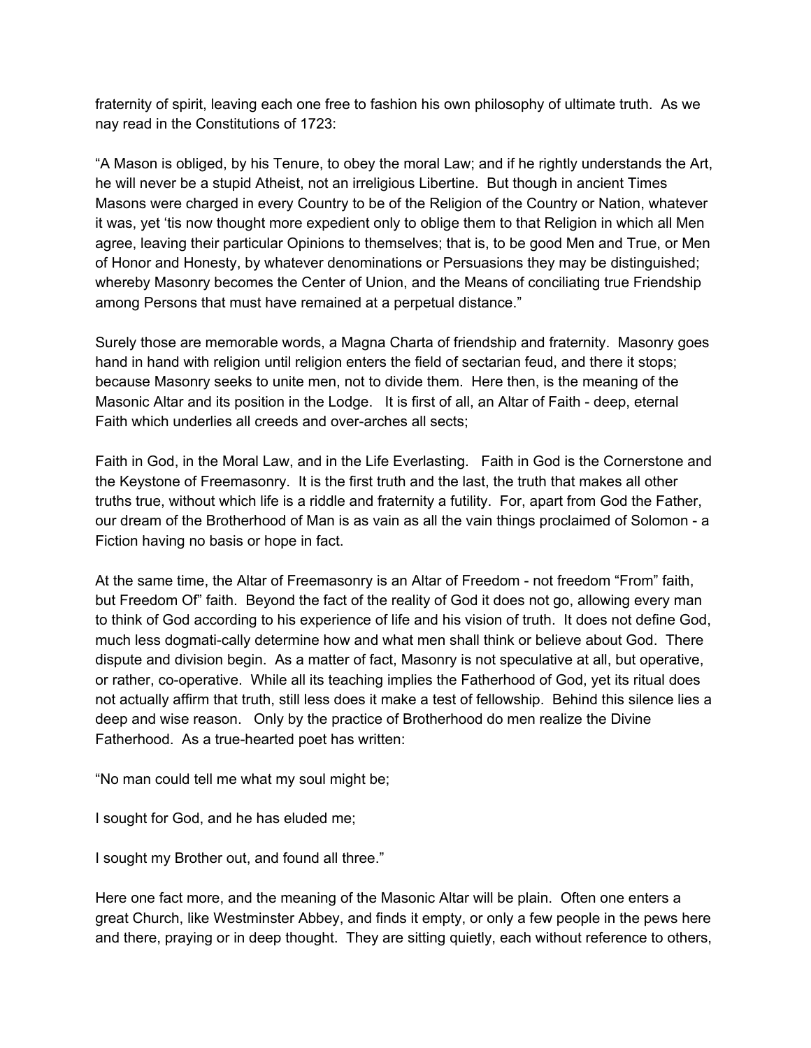fraternity of spirit, leaving each one free to fashion his own philosophy of ultimate truth. As we nay read in the Constitutions of 1723:

"A Mason is obliged, by his Tenure, to obey the moral Law; and if he rightly understands the Art, he will never be a stupid Atheist, not an irreligious Libertine. But though in ancient Times Masons were charged in every Country to be of the Religion of the Country or Nation, whatever it was, yet 'tis now thought more expedient only to oblige them to that Religion in which all Men agree, leaving their particular Opinions to themselves; that is, to be good Men and True, or Men of Honor and Honesty, by whatever denominations or Persuasions they may be distinguished; whereby Masonry becomes the Center of Union, and the Means of conciliating true Friendship among Persons that must have remained at a perpetual distance."

Surely those are memorable words, a Magna Charta of friendship and fraternity. Masonry goes hand in hand with religion until religion enters the field of sectarian feud, and there it stops; because Masonry seeks to unite men, not to divide them. Here then, is the meaning of the Masonic Altar and its position in the Lodge. It is first of all, an Altar of Faith - deep, eternal Faith which underlies all creeds and over-arches all sects;

Faith in God, in the Moral Law, and in the Life Everlasting. Faith in God is the Cornerstone and the Keystone of Freemasonry. It is the first truth and the last, the truth that makes all other truths true, without which life is a riddle and fraternity a futility. For, apart from God the Father, our dream of the Brotherhood of Man is as vain as all the vain things proclaimed of Solomon - a Fiction having no basis or hope in fact.

At the same time, the Altar of Freemasonry is an Altar of Freedom - not freedom "From" faith, but Freedom Of" faith. Beyond the fact of the reality of God it does not go, allowing every man to think of God according to his experience of life and his vision of truth. It does not define God, much less dogmati-cally determine how and what men shall think or believe about God. There dispute and division begin. As a matter of fact, Masonry is not speculative at all, but operative, or rather, co-operative. While all its teaching implies the Fatherhood of God, yet its ritual does not actually affirm that truth, still less does it make a test of fellowship. Behind this silence lies a deep and wise reason. Only by the practice of Brotherhood do men realize the Divine Fatherhood. As a true-hearted poet has written:

"No man could tell me what my soul might be;

I sought for God, and he has eluded me;

I sought my Brother out, and found all three."

Here one fact more, and the meaning of the Masonic Altar will be plain. Often one enters a great Church, like Westminster Abbey, and finds it empty, or only a few people in the pews here and there, praying or in deep thought. They are sitting quietly, each without reference to others,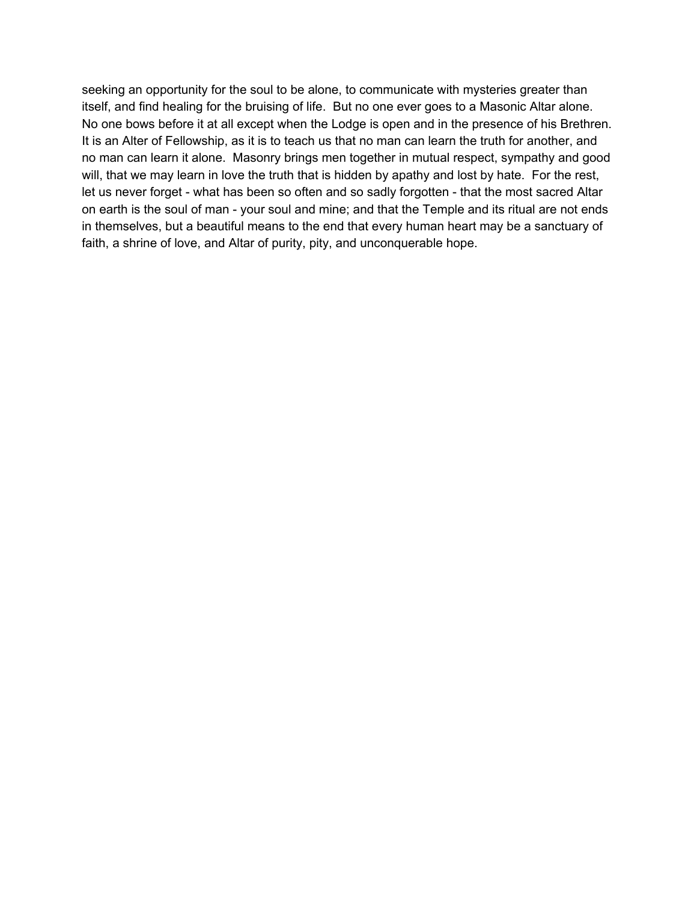seeking an opportunity for the soul to be alone, to communicate with mysteries greater than itself, and find healing for the bruising of life. But no one ever goes to a Masonic Altar alone. No one bows before it at all except when the Lodge is open and in the presence of his Brethren. It is an Alter of Fellowship, as it is to teach us that no man can learn the truth for another, and no man can learn it alone. Masonry brings men together in mutual respect, sympathy and good will, that we may learn in love the truth that is hidden by apathy and lost by hate. For the rest, let us never forget - what has been so often and so sadly forgotten - that the most sacred Altar on earth is the soul of man - your soul and mine; and that the Temple and its ritual are not ends in themselves, but a beautiful means to the end that every human heart may be a sanctuary of faith, a shrine of love, and Altar of purity, pity, and unconquerable hope.